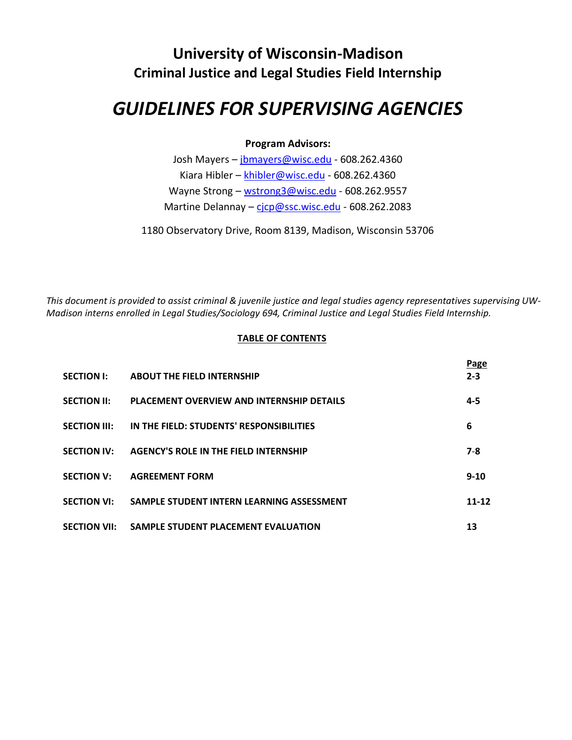# University of Wisconsin-Madison
## Criminal Justice and Legal Studies Field Internship

# *GUIDELINES FOR SUPERVISING AGENCIES*

**Program Advisors:**

Josh Mayers – jbmayers@wisc.edu - 608.262.4360
Kiara Hibler – khibler@wisc.edu - 608.262.4360
Wayne Strong – wstrong3@wisc.edu - 608.262.9557
Martine Delannay – cjcp@ssc.wisc.edu - 608.262.2083

1180 Observatory Drive, Room 8139, Madison, Wisconsin 53706

*This document is provided to assist criminal & juvenile justice and legal studies agency representatives supervising UW-Madison interns enrolled in Legal Studies/Sociology 694, Criminal Justice and Legal Studies Field Internship.*

**TABLE OF CONTENTS**

| | | Page |
|---|---|---|
| **SECTION I:** | **ABOUT THE FIELD INTERNSHIP** | **2-3** |
| **SECTION II:** | **PLACEMENT OVERVIEW AND INTERNSHIP DETAILS** | **4-5** |
| **SECTION III:** | **IN THE FIELD: STUDENTS' RESPONSIBILITIES** | **6** |
| **SECTION IV:** | **AGENCY'S ROLE IN THE FIELD INTERNSHIP** | **7-8** |
| **SECTION V:** | **AGREEMENT FORM** | **9-10** |
| **SECTION VI:** | **SAMPLE STUDENT INTERN LEARNING ASSESSMENT** | **11-12** |
| **SECTION VII:** | **SAMPLE STUDENT PLACEMENT EVALUATION** | **13** |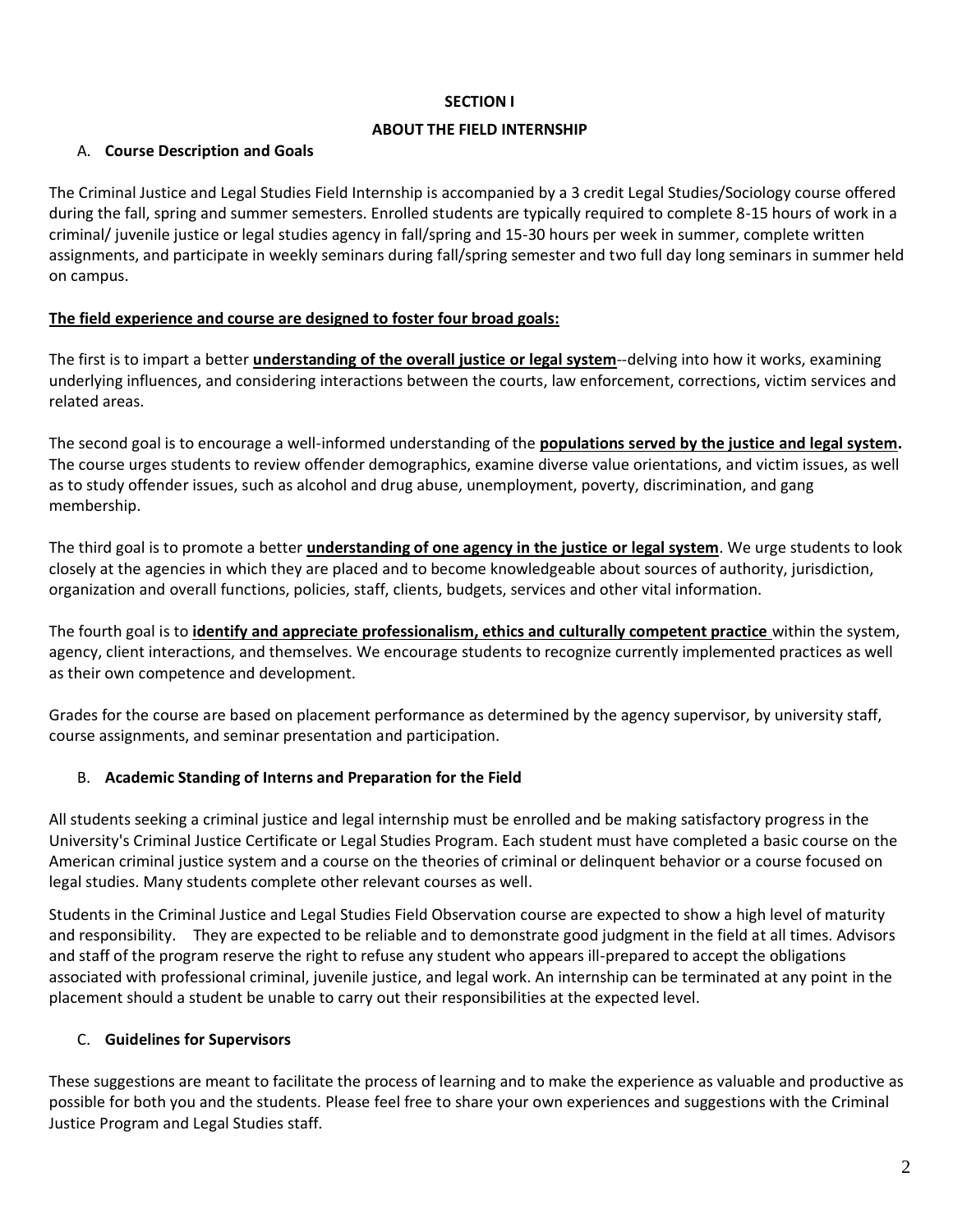## SECTION I

## ABOUT THE FIELD INTERNSHIP

### A. Course Description and Goals

The Criminal Justice and Legal Studies Field Internship is accompanied by a 3 credit Legal Studies/Sociology course offered during the fall, spring and summer semesters. Enrolled students are typically required to complete 8-15 hours of work in a criminal/ juvenile justice or legal studies agency in fall/spring and 15-30 hours per week in summer, complete written assignments, and participate in weekly seminars during fall/spring semester and two full day long seminars in summer held on campus.

**<u>The field experience and course are designed to foster four broad goals:</u>**

The first is to impart a better **<u>understanding of the overall justice or legal system</u>**--delving into how it works, examining underlying influences, and considering interactions between the courts, law enforcement, corrections, victim services and related areas.

The second goal is to encourage a well-informed understanding of the **<u>populations served by the justice and legal system</u>.** The course urges students to review offender demographics, examine diverse value orientations, and victim issues, as well as to study offender issues, such as alcohol and drug abuse, unemployment, poverty, discrimination, and gang membership.

The third goal is to promote a better **<u>understanding of one agency in the justice or legal system</u>**. We urge students to look closely at the agencies in which they are placed and to become knowledgeable about sources of authority, jurisdiction, organization and overall functions, policies, staff, clients, budgets, services and other vital information.

The fourth goal is to **<u>identify and appreciate professionalism, ethics and culturally competent practice</u>** within the system, agency, client interactions, and themselves. We encourage students to recognize currently implemented practices as well as their own competence and development.

Grades for the course are based on placement performance as determined by the agency supervisor, by university staff, course assignments, and seminar presentation and participation.

### B. Academic Standing of Interns and Preparation for the Field

All students seeking a criminal justice and legal internship must be enrolled and be making satisfactory progress in the University's Criminal Justice Certificate or Legal Studies Program. Each student must have completed a basic course on the American criminal justice system and a course on the theories of criminal or delinquent behavior or a course focused on legal studies. Many students complete other relevant courses as well.

Students in the Criminal Justice and Legal Studies Field Observation course are expected to show a high level of maturity and responsibility. They are expected to be reliable and to demonstrate good judgment in the field at all times. Advisors and staff of the program reserve the right to refuse any student who appears ill-prepared to accept the obligations associated with professional criminal, juvenile justice, and legal work. An internship can be terminated at any point in the placement should a student be unable to carry out their responsibilities at the expected level.

### C. Guidelines for Supervisors

These suggestions are meant to facilitate the process of learning and to make the experience as valuable and productive as possible for both you and the students. Please feel free to share your own experiences and suggestions with the Criminal Justice Program and Legal Studies staff.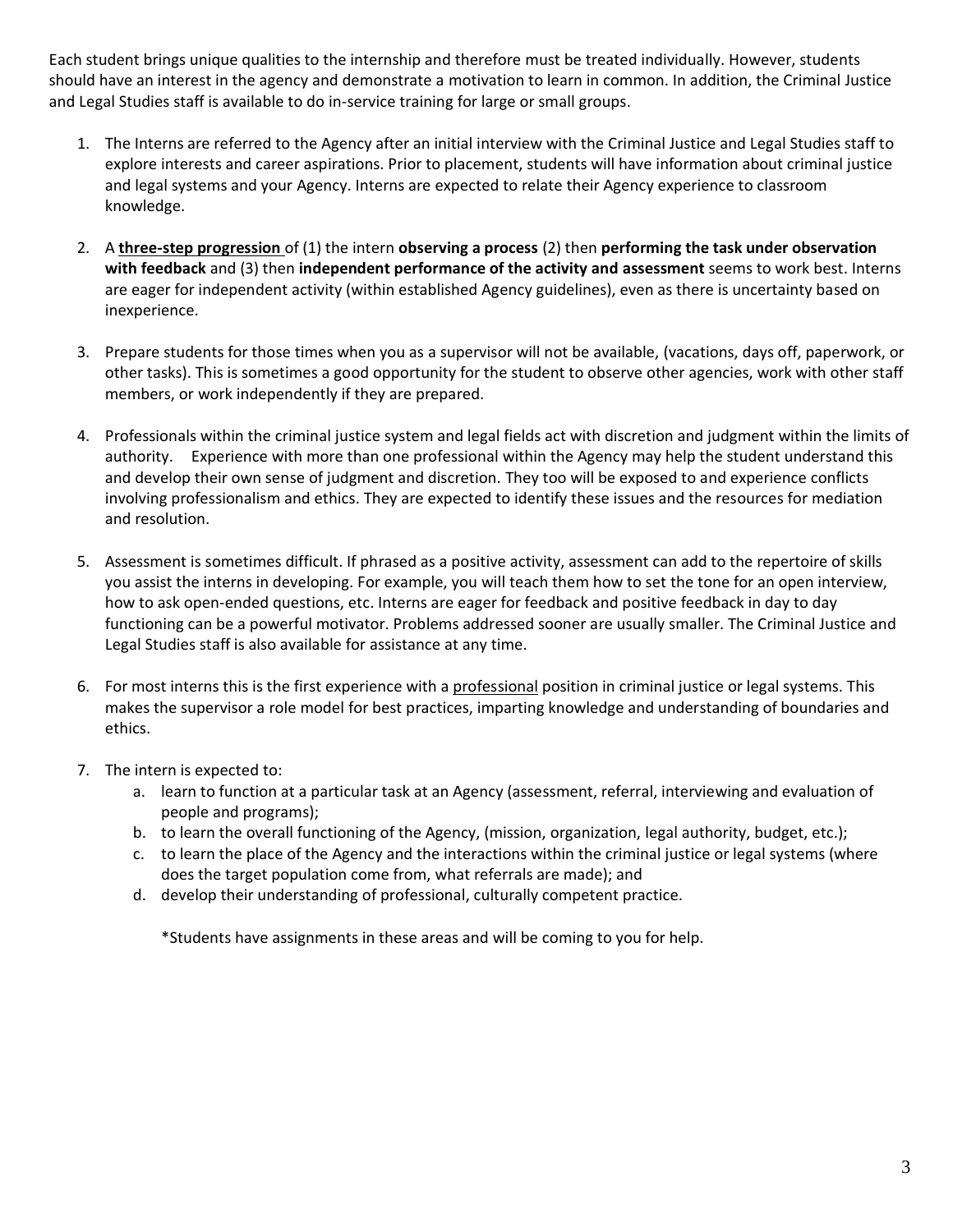Each student brings unique qualities to the internship and therefore must be treated individually. However, students should have an interest in the agency and demonstrate a motivation to learn in common. In addition, the Criminal Justice and Legal Studies staff is available to do in-service training for large or small groups.

1. The Interns are referred to the Agency after an initial interview with the Criminal Justice and Legal Studies staff to explore interests and career aspirations. Prior to placement, students will have information about criminal justice and legal systems and your Agency. Interns are expected to relate their Agency experience to classroom knowledge.

2. A <u>**three-step progression**</u> of (1) the intern **observing a process** (2) then **performing the task under observation with feedback** and (3) then **independent performance of the activity and assessment** seems to work best. Interns are eager for independent activity (within established Agency guidelines), even as there is uncertainty based on inexperience.

3. Prepare students for those times when you as a supervisor will not be available, (vacations, days off, paperwork, or other tasks). This is sometimes a good opportunity for the student to observe other agencies, work with other staff members, or work independently if they are prepared.

4. Professionals within the criminal justice system and legal fields act with discretion and judgment within the limits of authority. Experience with more than one professional within the Agency may help the student understand this and develop their own sense of judgment and discretion. They too will be exposed to and experience conflicts involving professionalism and ethics. They are expected to identify these issues and the resources for mediation and resolution.

5. Assessment is sometimes difficult. If phrased as a positive activity, assessment can add to the repertoire of skills you assist the interns in developing. For example, you will teach them how to set the tone for an open interview, how to ask open-ended questions, etc. Interns are eager for feedback and positive feedback in day to day functioning can be a powerful motivator. Problems addressed sooner are usually smaller. The Criminal Justice and Legal Studies staff is also available for assistance at any time.

6. For most interns this is the first experience with a <u>professional</u> position in criminal justice or legal systems. This makes the supervisor a role model for best practices, imparting knowledge and understanding of boundaries and ethics.

7. The intern is expected to:
   a. learn to function at a particular task at an Agency (assessment, referral, interviewing and evaluation of people and programs);
   b. to learn the overall functioning of the Agency, (mission, organization, legal authority, budget, etc.);
   c. to learn the place of the Agency and the interactions within the criminal justice or legal systems (where does the target population come from, what referrals are made); and
   d. develop their understanding of professional, culturally competent practice.

   *Students have assignments in these areas and will be coming to you for help.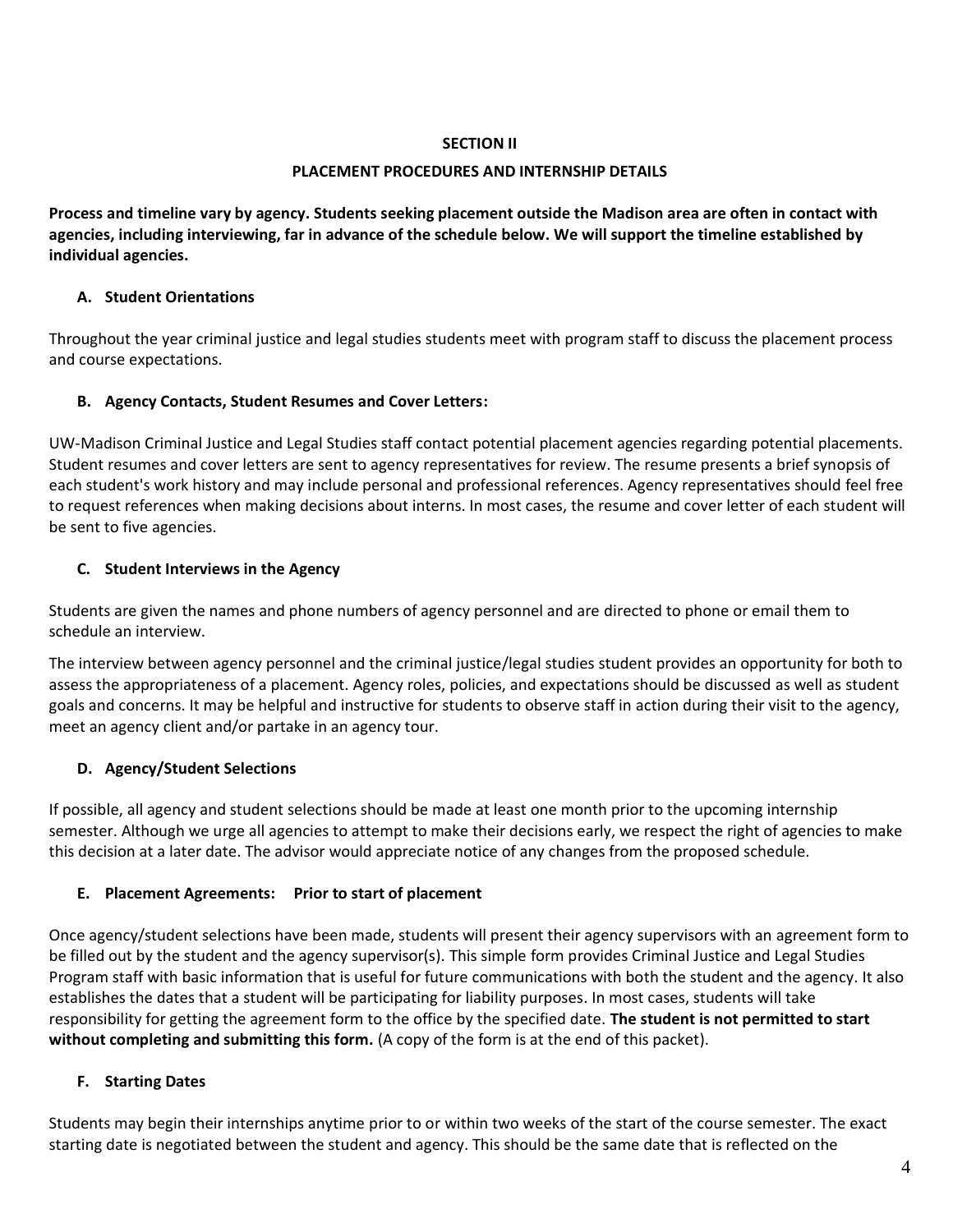## SECTION II

## PLACEMENT PROCEDURES AND INTERNSHIP DETAILS

**Process and timeline vary by agency. Students seeking placement outside the Madison area are often in contact with agencies, including interviewing, far in advance of the schedule below. We will support the timeline established by individual agencies.**

### A. Student Orientations

Throughout the year criminal justice and legal studies students meet with program staff to discuss the placement process and course expectations.

### B. Agency Contacts, Student Resumes and Cover Letters:

UW-Madison Criminal Justice and Legal Studies staff contact potential placement agencies regarding potential placements. Student resumes and cover letters are sent to agency representatives for review. The resume presents a brief synopsis of each student's work history and may include personal and professional references. Agency representatives should feel free to request references when making decisions about interns. In most cases, the resume and cover letter of each student will be sent to five agencies.

### C. Student Interviews in the Agency

Students are given the names and phone numbers of agency personnel and are directed to phone or email them to schedule an interview.

The interview between agency personnel and the criminal justice/legal studies student provides an opportunity for both to assess the appropriateness of a placement. Agency roles, policies, and expectations should be discussed as well as student goals and concerns. It may be helpful and instructive for students to observe staff in action during their visit to the agency, meet an agency client and/or partake in an agency tour.

### D. Agency/Student Selections

If possible, all agency and student selections should be made at least one month prior to the upcoming internship semester. Although we urge all agencies to attempt to make their decisions early, we respect the right of agencies to make this decision at a later date. The advisor would appreciate notice of any changes from the proposed schedule.

### E. Placement Agreements: Prior to start of placement

Once agency/student selections have been made, students will present their agency supervisors with an agreement form to be filled out by the student and the agency supervisor(s). This simple form provides Criminal Justice and Legal Studies Program staff with basic information that is useful for future communications with both the student and the agency. It also establishes the dates that a student will be participating for liability purposes. In most cases, students will take responsibility for getting the agreement form to the office by the specified date. **The student is not permitted to start without completing and submitting this form.** (A copy of the form is at the end of this packet).

### F. Starting Dates

Students may begin their internships anytime prior to or within two weeks of the start of the course semester. The exact starting date is negotiated between the student and agency. This should be the same date that is reflected on the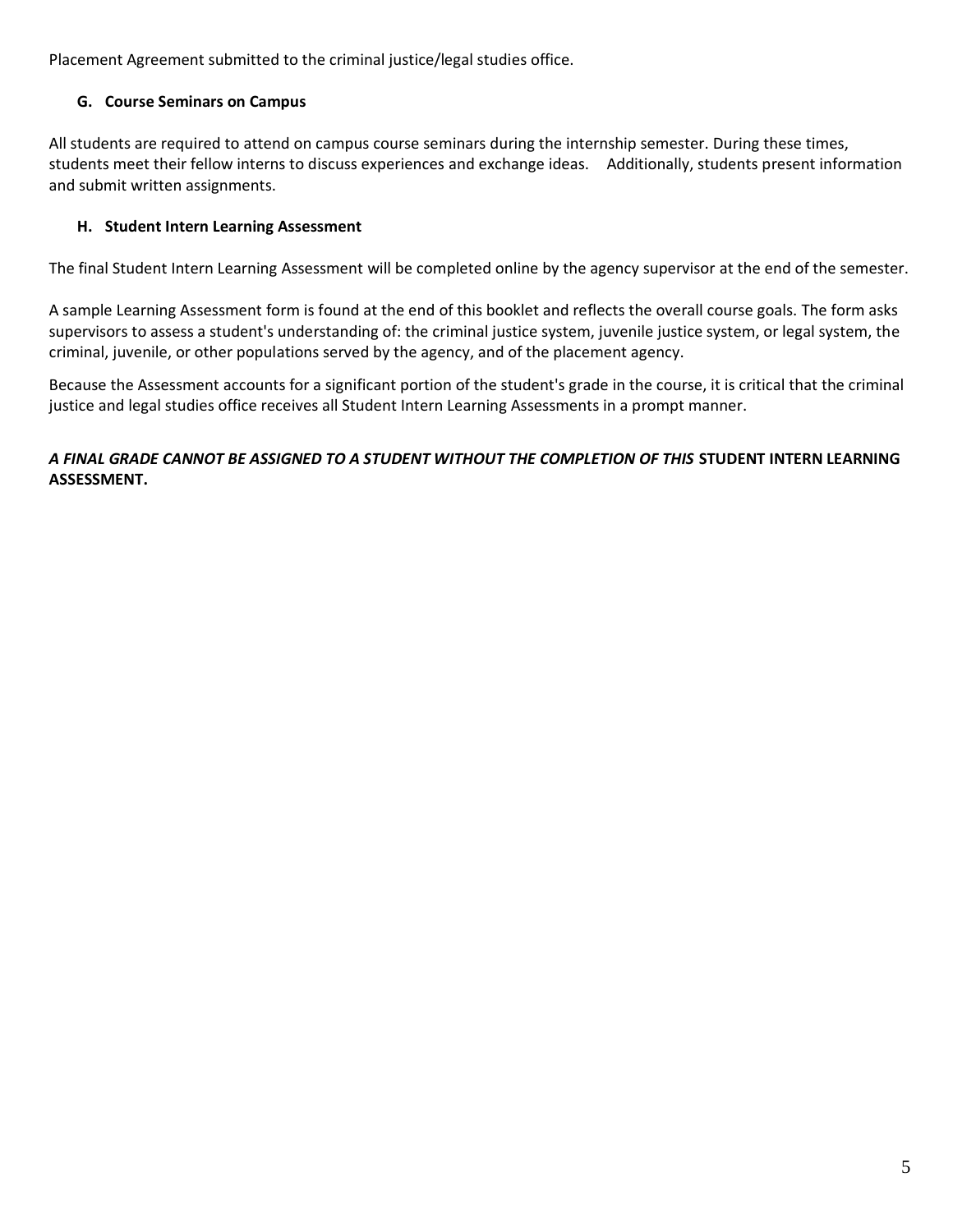Placement Agreement submitted to the criminal justice/legal studies office.

### G. Course Seminars on Campus

All students are required to attend on campus course seminars during the internship semester. During these times, students meet their fellow interns to discuss experiences and exchange ideas. Additionally, students present information and submit written assignments.

### H. Student Intern Learning Assessment

The final Student Intern Learning Assessment will be completed online by the agency supervisor at the end of the semester.

A sample Learning Assessment form is found at the end of this booklet and reflects the overall course goals. The form asks supervisors to assess a student's understanding of: the criminal justice system, juvenile justice system, or legal system, the criminal, juvenile, or other populations served by the agency, and of the placement agency.

Because the Assessment accounts for a significant portion of the student's grade in the course, it is critical that the criminal justice and legal studies office receives all Student Intern Learning Assessments in a prompt manner.

***A FINAL GRADE CANNOT BE ASSIGNED TO A STUDENT WITHOUT THE COMPLETION OF THIS* STUDENT INTERN LEARNING ASSESSMENT.**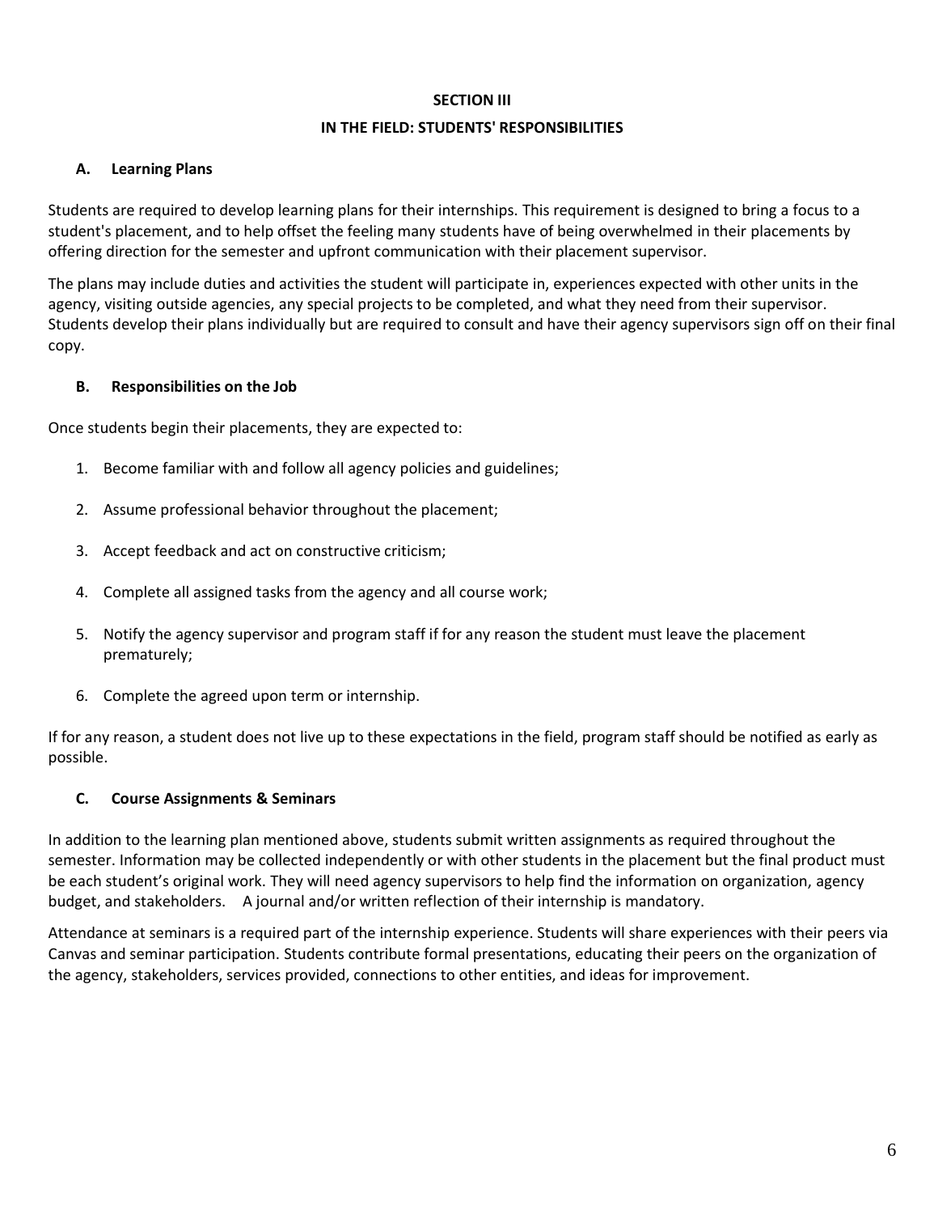## SECTION III

## IN THE FIELD: STUDENTS' RESPONSIBILITIES

### A. Learning Plans

Students are required to develop learning plans for their internships. This requirement is designed to bring a focus to a student's placement, and to help offset the feeling many students have of being overwhelmed in their placements by offering direction for the semester and upfront communication with their placement supervisor.

The plans may include duties and activities the student will participate in, experiences expected with other units in the agency, visiting outside agencies, any special projects to be completed, and what they need from their supervisor. Students develop their plans individually but are required to consult and have their agency supervisors sign off on their final copy.

### B. Responsibilities on the Job

Once students begin their placements, they are expected to:

1. Become familiar with and follow all agency policies and guidelines;
2. Assume professional behavior throughout the placement;
3. Accept feedback and act on constructive criticism;
4. Complete all assigned tasks from the agency and all course work;
5. Notify the agency supervisor and program staff if for any reason the student must leave the placement prematurely;
6. Complete the agreed upon term or internship.

If for any reason, a student does not live up to these expectations in the field, program staff should be notified as early as possible.

### C. Course Assignments & Seminars

In addition to the learning plan mentioned above, students submit written assignments as required throughout the semester. Information may be collected independently or with other students in the placement but the final product must be each student's original work. They will need agency supervisors to help find the information on organization, agency budget, and stakeholders. A journal and/or written reflection of their internship is mandatory.

Attendance at seminars is a required part of the internship experience. Students will share experiences with their peers via Canvas and seminar participation. Students contribute formal presentations, educating their peers on the organization of the agency, stakeholders, services provided, connections to other entities, and ideas for improvement.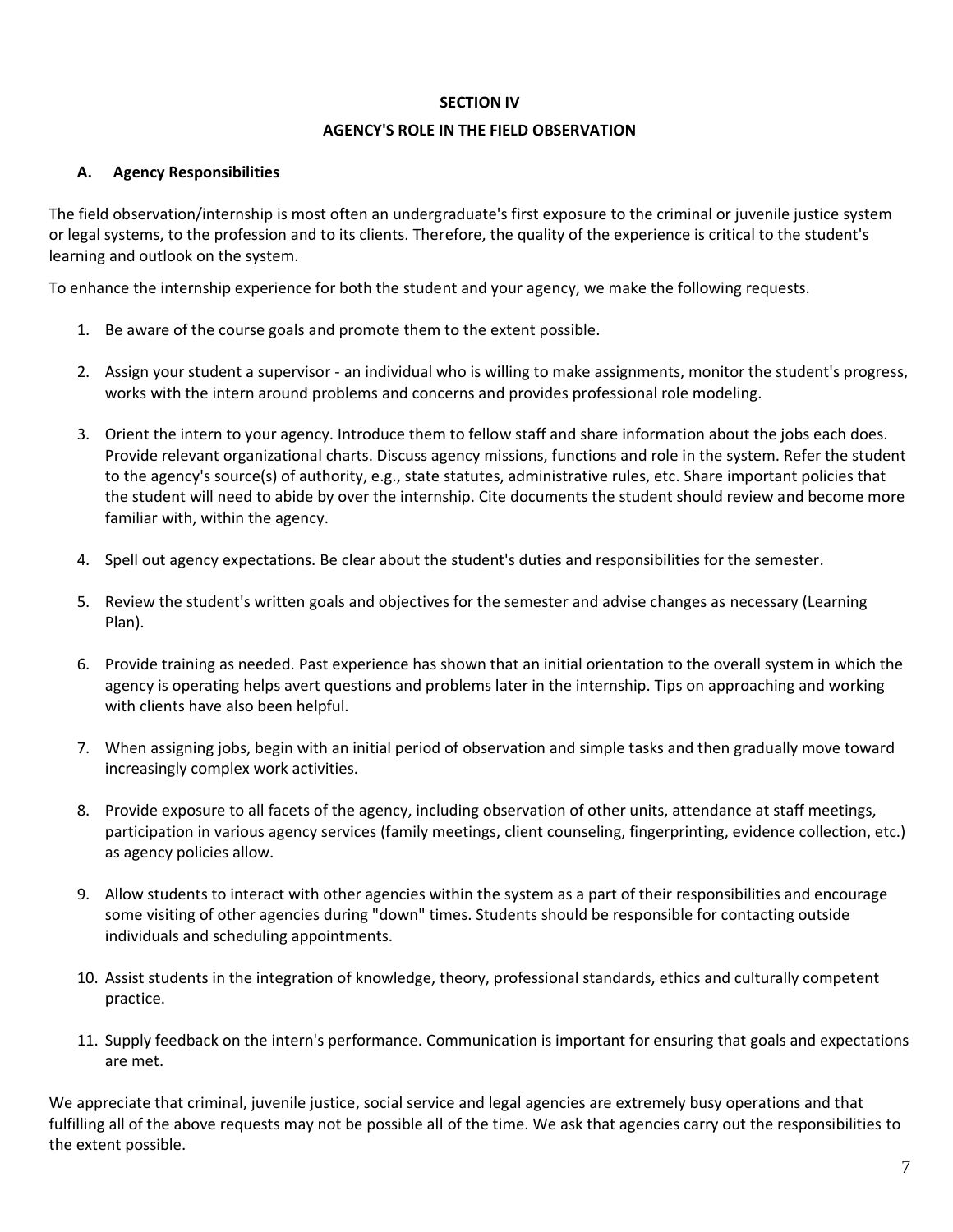## SECTION IV

## AGENCY'S ROLE IN THE FIELD OBSERVATION

### A. Agency Responsibilities

The field observation/internship is most often an undergraduate's first exposure to the criminal or juvenile justice system or legal systems, to the profession and to its clients. Therefore, the quality of the experience is critical to the student's learning and outlook on the system.

To enhance the internship experience for both the student and your agency, we make the following requests.

1. Be aware of the course goals and promote them to the extent possible.

2. Assign your student a supervisor - an individual who is willing to make assignments, monitor the student's progress, works with the intern around problems and concerns and provides professional role modeling.

3. Orient the intern to your agency. Introduce them to fellow staff and share information about the jobs each does. Provide relevant organizational charts. Discuss agency missions, functions and role in the system. Refer the student to the agency's source(s) of authority, e.g., state statutes, administrative rules, etc. Share important policies that the student will need to abide by over the internship. Cite documents the student should review and become more familiar with, within the agency.

4. Spell out agency expectations. Be clear about the student's duties and responsibilities for the semester.

5. Review the student's written goals and objectives for the semester and advise changes as necessary (Learning Plan).

6. Provide training as needed. Past experience has shown that an initial orientation to the overall system in which the agency is operating helps avert questions and problems later in the internship. Tips on approaching and working with clients have also been helpful.

7. When assigning jobs, begin with an initial period of observation and simple tasks and then gradually move toward increasingly complex work activities.

8. Provide exposure to all facets of the agency, including observation of other units, attendance at staff meetings, participation in various agency services (family meetings, client counseling, fingerprinting, evidence collection, etc.) as agency policies allow.

9. Allow students to interact with other agencies within the system as a part of their responsibilities and encourage some visiting of other agencies during "down" times. Students should be responsible for contacting outside individuals and scheduling appointments.

10. Assist students in the integration of knowledge, theory, professional standards, ethics and culturally competent practice.

11. Supply feedback on the intern's performance. Communication is important for ensuring that goals and expectations are met.

We appreciate that criminal, juvenile justice, social service and legal agencies are extremely busy operations and that fulfilling all of the above requests may not be possible all of the time. We ask that agencies carry out the responsibilities to the extent possible.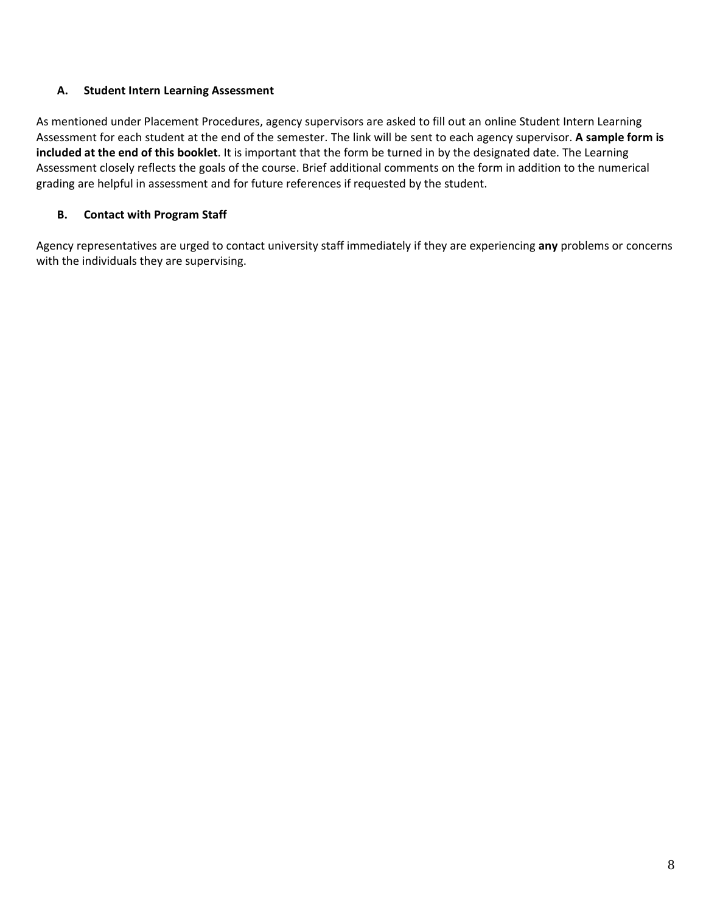### A. Student Intern Learning Assessment

As mentioned under Placement Procedures, agency supervisors are asked to fill out an online Student Intern Learning Assessment for each student at the end of the semester. The link will be sent to each agency supervisor. **A sample form is included at the end of this booklet**. It is important that the form be turned in by the designated date. The Learning Assessment closely reflects the goals of the course. Brief additional comments on the form in addition to the numerical grading are helpful in assessment and for future references if requested by the student.

### B. Contact with Program Staff

Agency representatives are urged to contact university staff immediately if they are experiencing **any** problems or concerns with the individuals they are supervising.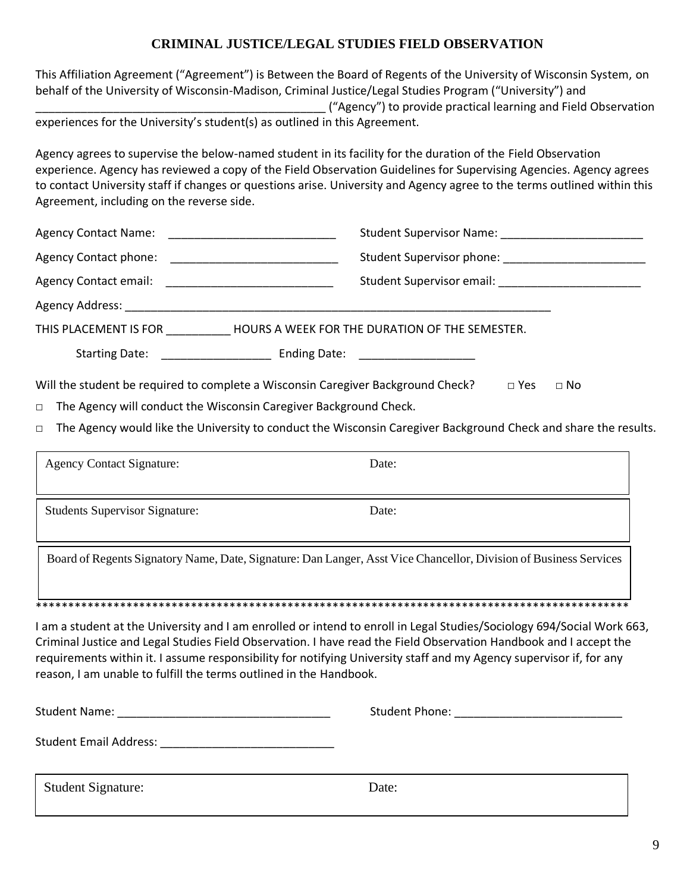## CRIMINAL JUSTICE/LEGAL STUDIES FIELD OBSERVATION

This Affiliation Agreement ("Agreement") is Between the Board of Regents of the University of Wisconsin System, on behalf of the University of Wisconsin-Madison, Criminal Justice/Legal Studies Program ("University") and _____________________________________________ ("Agency") to provide practical learning and Field Observation experiences for the University's student(s) as outlined in this Agreement.

Agency agrees to supervise the below-named student in its facility for the duration of the Field Observation experience. Agency has reviewed a copy of the Field Observation Guidelines for Supervising Agencies. Agency agrees to contact University staff if changes or questions arise. University and Agency agree to the terms outlined within this Agreement, including on the reverse side.

Agency Contact Name: ___________________________ Student Supervisor Name: _______________________

Agency Contact phone: ___________________________ Student Supervisor phone: _______________________

Agency Contact email: ___________________________ Student Supervisor email: _______________________

Agency Address: ______________________________________________________________________

THIS PLACEMENT IS FOR __________ HOURS A WEEK FOR THE DURATION OF THE SEMESTER.

Starting Date: _________________ Ending Date: __________________

Will the student be required to complete a Wisconsin Caregiver Background Check? □ Yes □ No

□ The Agency will conduct the Wisconsin Caregiver Background Check.

□ The Agency would like the University to conduct the Wisconsin Caregiver Background Check and share the results.

| Agency Contact Signature: | Date: |
|---|---|

| Students Supervisor Signature: | Date: |
|---|---|

| Board of Regents Signatory Name, Date, Signature: Dan Langer, Asst Vice Chancellor, Division of Business Services |
|---|

*********************************************************************************************

I am a student at the University and I am enrolled or intend to enroll in Legal Studies/Sociology 694/Social Work 663, Criminal Justice and Legal Studies Field Observation. I have read the Field Observation Handbook and I accept the requirements within it. I assume responsibility for notifying University staff and my Agency supervisor if, for any reason, I am unable to fulfill the terms outlined in the Handbook.

Student Name: _________________________________ Student Phone: __________________________

Student Email Address: ___________________________

| Student Signature: | Date: |
|---|---|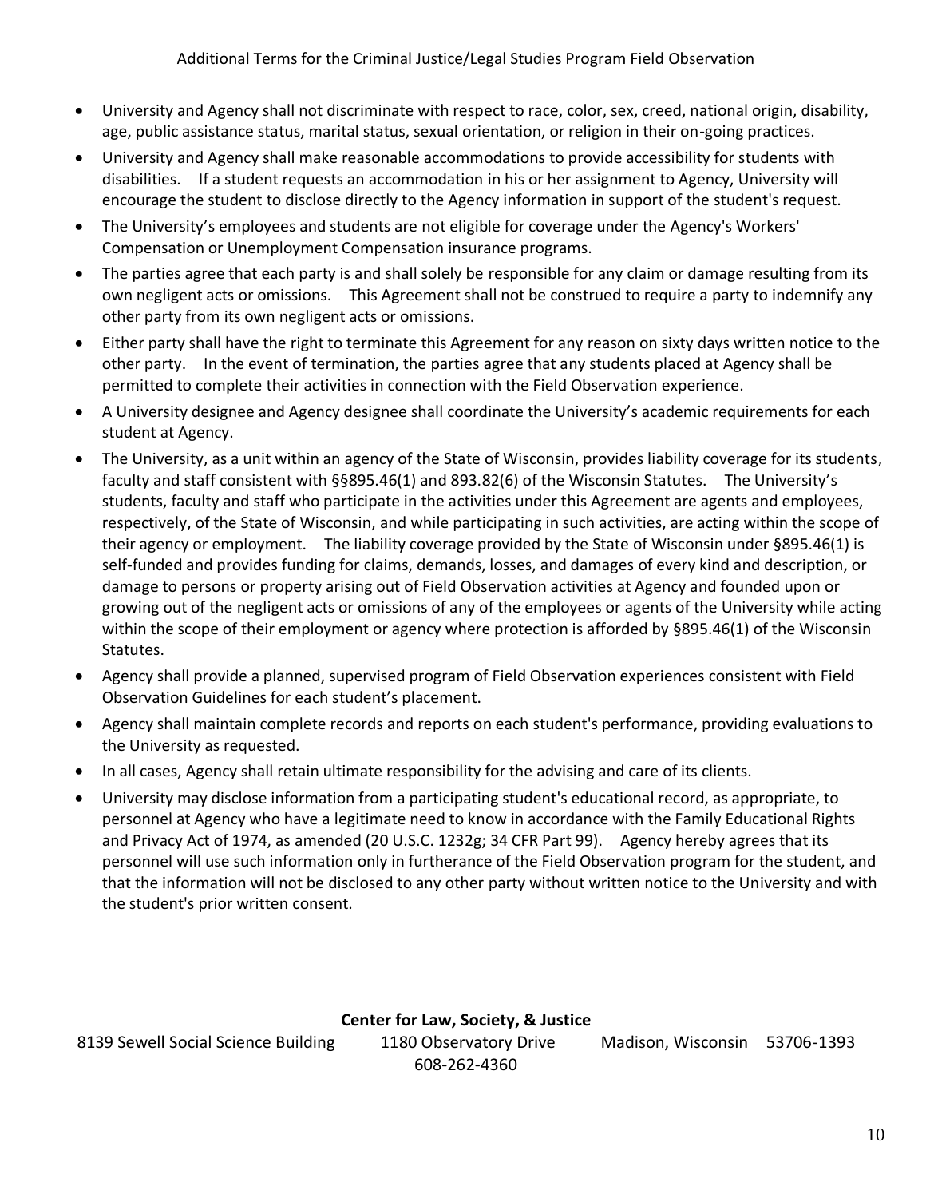Additional Terms for the Criminal Justice/Legal Studies Program Field Observation

- University and Agency shall not discriminate with respect to race, color, sex, creed, national origin, disability, age, public assistance status, marital status, sexual orientation, or religion in their on-going practices.
- University and Agency shall make reasonable accommodations to provide accessibility for students with disabilities. If a student requests an accommodation in his or her assignment to Agency, University will encourage the student to disclose directly to the Agency information in support of the student's request.
- The University's employees and students are not eligible for coverage under the Agency's Workers' Compensation or Unemployment Compensation insurance programs.
- The parties agree that each party is and shall solely be responsible for any claim or damage resulting from its own negligent acts or omissions. This Agreement shall not be construed to require a party to indemnify any other party from its own negligent acts or omissions.
- Either party shall have the right to terminate this Agreement for any reason on sixty days written notice to the other party. In the event of termination, the parties agree that any students placed at Agency shall be permitted to complete their activities in connection with the Field Observation experience.
- A University designee and Agency designee shall coordinate the University's academic requirements for each student at Agency.
- The University, as a unit within an agency of the State of Wisconsin, provides liability coverage for its students, faculty and staff consistent with §§895.46(1) and 893.82(6) of the Wisconsin Statutes. The University's students, faculty and staff who participate in the activities under this Agreement are agents and employees, respectively, of the State of Wisconsin, and while participating in such activities, are acting within the scope of their agency or employment. The liability coverage provided by the State of Wisconsin under §895.46(1) is self-funded and provides funding for claims, demands, losses, and damages of every kind and description, or damage to persons or property arising out of Field Observation activities at Agency and founded upon or growing out of the negligent acts or omissions of any of the employees or agents of the University while acting within the scope of their employment or agency where protection is afforded by §895.46(1) of the Wisconsin Statutes.
- Agency shall provide a planned, supervised program of Field Observation experiences consistent with Field Observation Guidelines for each student's placement.
- Agency shall maintain complete records and reports on each student's performance, providing evaluations to the University as requested.
- In all cases, Agency shall retain ultimate responsibility for the advising and care of its clients.
- University may disclose information from a participating student's educational record, as appropriate, to personnel at Agency who have a legitimate need to know in accordance with the Family Educational Rights and Privacy Act of 1974, as amended (20 U.S.C. 1232g; 34 CFR Part 99). Agency hereby agrees that its personnel will use such information only in furtherance of the Field Observation program for the student, and that the information will not be disclosed to any other party without written notice to the University and with the student's prior written consent.

**Center for Law, Society, & Justice**

8139 Sewell Social Science Building 1180 Observatory Drive Madison, Wisconsin 53706-1393
608-262-4360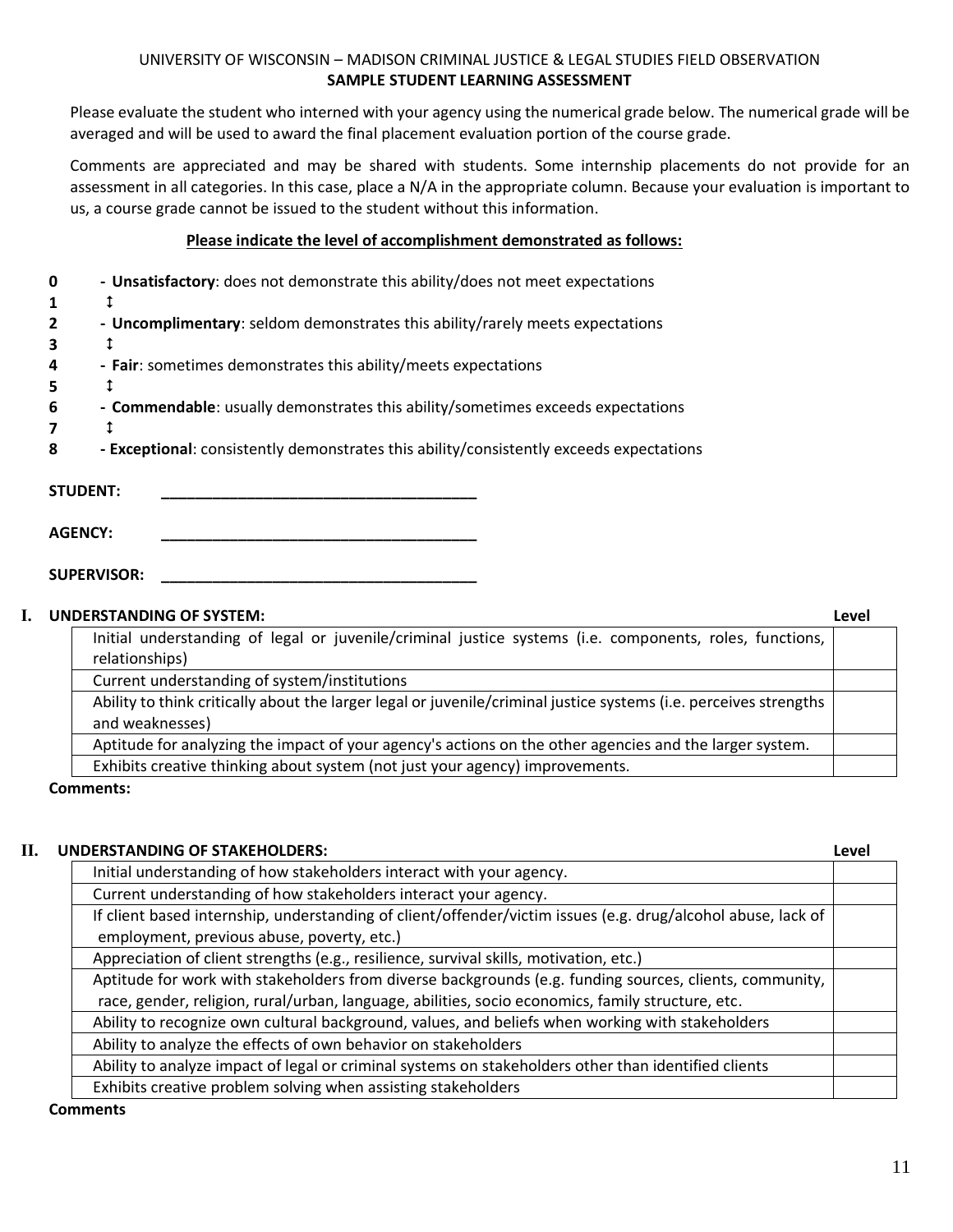UNIVERSITY OF WISCONSIN – MADISON CRIMINAL JUSTICE & LEGAL STUDIES FIELD OBSERVATION

**SAMPLE STUDENT LEARNING ASSESSMENT**

Please evaluate the student who interned with your agency using the numerical grade below. The numerical grade will be averaged and will be used to award the final placement evaluation portion of the course grade.

Comments are appreciated and may be shared with students. Some internship placements do not provide for an assessment in all categories. In this case, place a N/A in the appropriate column. Because your evaluation is important to us, a course grade cannot be issued to the student without this information.

**Please indicate the level of accomplishment demonstrated as follows:**

**0** - **Unsatisfactory**: does not demonstrate this ability/does not meet expectations
**1** ↕
**2** - **Uncomplimentary**: seldom demonstrates this ability/rarely meets expectations
**3** ↕
**4** - **Fair**: sometimes demonstrates this ability/meets expectations
**5** ↕
**6** - **Commendable**: usually demonstrates this ability/sometimes exceeds expectations
**7** ↕
**8** - **Exceptional**: consistently demonstrates this ability/consistently exceeds expectations

**STUDENT:** ______________________________________

**AGENCY:** ______________________________________

**SUPERVISOR:** ______________________________________

## I. UNDERSTANDING OF SYSTEM:

| | Level |
|---|---|
| Initial understanding of legal or juvenile/criminal justice systems (i.e. components, roles, functions, relationships) | |
| Current understanding of system/institutions | |
| Ability to think critically about the larger legal or juvenile/criminal justice systems (i.e. perceives strengths and weaknesses) | |
| Aptitude for analyzing the impact of your agency's actions on the other agencies and the larger system. | |
| Exhibits creative thinking about system (not just your agency) improvements. | |

**Comments:**

## II. UNDERSTANDING OF STAKEHOLDERS:

| | Level |
|---|---|
| Initial understanding of how stakeholders interact with your agency. | |
| Current understanding of how stakeholders interact your agency. | |
| If client based internship, understanding of client/offender/victim issues (e.g. drug/alcohol abuse, lack of employment, previous abuse, poverty, etc.) | |
| Appreciation of client strengths (e.g., resilience, survival skills, motivation, etc.) | |
| Aptitude for work with stakeholders from diverse backgrounds (e.g. funding sources, clients, community, race, gender, religion, rural/urban, language, abilities, socio economics, family structure, etc. | |
| Ability to recognize own cultural background, values, and beliefs when working with stakeholders | |
| Ability to analyze the effects of own behavior on stakeholders | |
| Ability to analyze impact of legal or criminal systems on stakeholders other than identified clients | |
| Exhibits creative problem solving when assisting stakeholders | |

**Comments**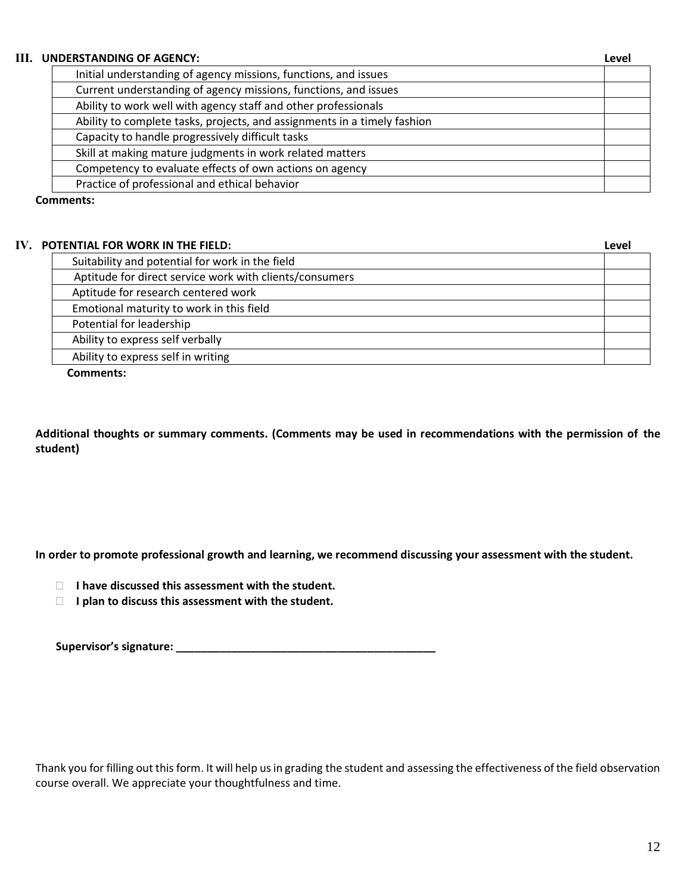### III. UNDERSTANDING OF AGENCY:

| | Level |
|---|---|
| Initial understanding of agency missions, functions, and issues | |
| Current understanding of agency missions, functions, and issues | |
| Ability to work well with agency staff and other professionals | |
| Ability to complete tasks, projects, and assignments in a timely fashion | |
| Capacity to handle progressively difficult tasks | |
| Skill at making mature judgments in work related matters | |
| Competency to evaluate effects of own actions on agency | |
| Practice of professional and ethical behavior | |

**Comments:**

### IV. POTENTIAL FOR WORK IN THE FIELD:

| | Level |
|---|---|
| Suitability and potential for work in the field | |
| Aptitude for direct service work with clients/consumers | |
| Aptitude for research centered work | |
| Emotional maturity to work in this field | |
| Potential for leadership | |
| Ability to express self verbally | |
| Ability to express self in writing | |

**Comments:**

**Additional thoughts or summary comments. (Comments may be used in recommendations with the permission of the student)**

**In order to promote professional growth and learning, we recommend discussing your assessment with the student.**

- ☐ **I have discussed this assessment with the student.**
- ☐ **I plan to discuss this assessment with the student.**

**Supervisor's signature: ____________________________________________**

Thank you for filling out this form. It will help us in grading the student and assessing the effectiveness of the field observation course overall. We appreciate your thoughtfulness and time.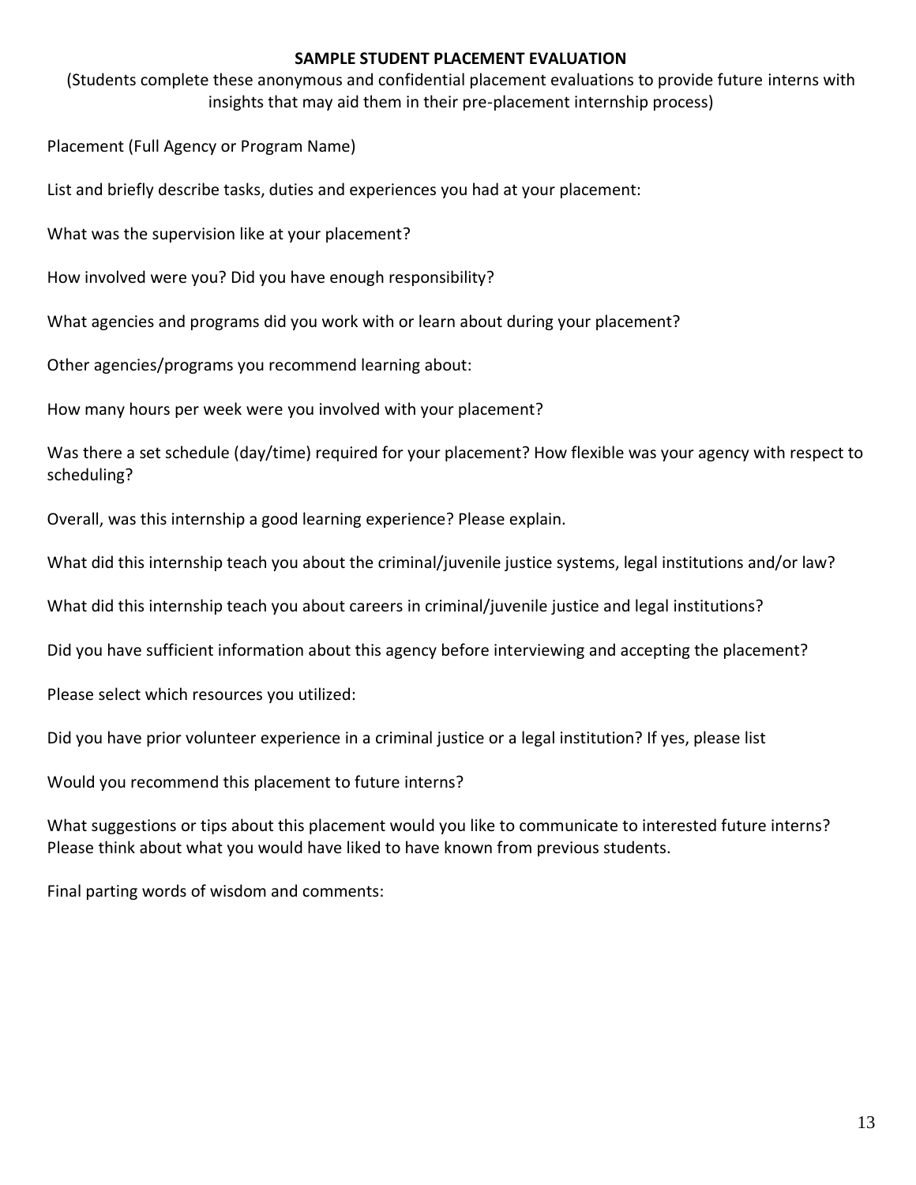**SAMPLE STUDENT PLACEMENT EVALUATION**

(Students complete these anonymous and confidential placement evaluations to provide future interns with insights that may aid them in their pre-placement internship process)

Placement (Full Agency or Program Name)

List and briefly describe tasks, duties and experiences you had at your placement:

What was the supervision like at your placement?

How involved were you? Did you have enough responsibility?

What agencies and programs did you work with or learn about during your placement?

Other agencies/programs you recommend learning about:

How many hours per week were you involved with your placement?

Was there a set schedule (day/time) required for your placement? How flexible was your agency with respect to scheduling?

Overall, was this internship a good learning experience? Please explain.

What did this internship teach you about the criminal/juvenile justice systems, legal institutions and/or law?

What did this internship teach you about careers in criminal/juvenile justice and legal institutions?

Did you have sufficient information about this agency before interviewing and accepting the placement?

Please select which resources you utilized:

Did you have prior volunteer experience in a criminal justice or a legal institution? If yes, please list

Would you recommend this placement to future interns?

What suggestions or tips about this placement would you like to communicate to interested future interns? Please think about what you would have liked to have known from previous students.

Final parting words of wisdom and comments: